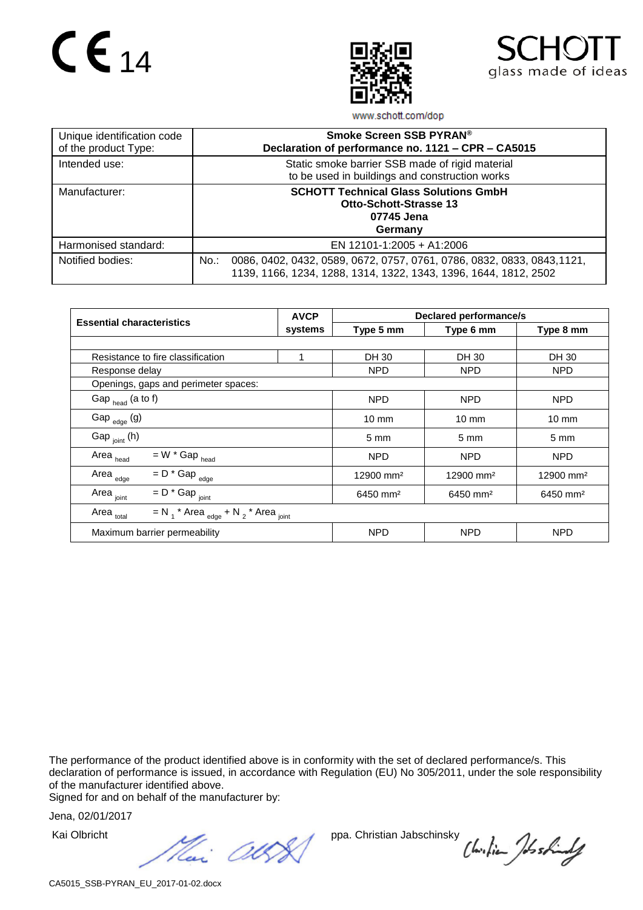CE 14

SCHOTT
glass made of ideas

www.schott.com/dop

| Unique identification code of the product Type: | **Smoke Screen SSB PYRAN®** **Declaration of performance no. 1121 – CPR – CA5015** |
|---|---|
| Intended use: | Static smoke barrier SSB made of rigid material to be used in buildings and construction works |
| Manufacturer: | **SCHOTT Technical Glass Solutions GmbH** **Otto-Schott-Strasse 13** **07745 Jena** **Germany** |
| Harmonised standard: | EN 12101-1:2005 + A1:2006 |
| Notified bodies: | No.: 0086, 0402, 0432, 0589, 0672, 0757, 0761, 0786, 0832, 0833, 0843,1121, 1139, 1166, 1234, 1288, 1314, 1322, 1343, 1396, 1644, 1812, 2502 |

| **Essential characteristics** | **AVCP systems** | **Declared performance/s** | | |
|---|---|---|---|---|
| | | **Type 5 mm** | **Type 6 mm** | **Type 8 mm** |
| | | | | |
| Resistance to fire classification | 1 | DH 30 | DH 30 | DH 30 |
| Response delay | | NPD | NPD | NPD |
| Openings, gaps and perimeter spaces: | | | | |
| Gap $_{head}$ (a to f) | | NPD | NPD | NPD |
| Gap $_{edge}$ (g) | | 10 mm | 10 mm | 10 mm |
| Gap $_{joint}$ (h) | | 5 mm | 5 mm | 5 mm |
| Area $_{head}$ $= W * Gap_{head}$ | | NPD | NPD | NPD |
| Area $_{edge}$ $= D * Gap_{edge}$ | | 12900 mm² | 12900 mm² | 12900 mm² |
| Area $_{joint}$ $= D * Gap_{joint}$ | | 6450 mm² | 6450 mm² | 6450 mm² |
| Area $_{total}$ $= N_1 * Area_{edge} + N_2 * Area_{joint}$ | | | | |
| Maximum barrier permeability | | NPD | NPD | NPD |

The performance of the product identified above is in conformity with the set of declared performance/s. This declaration of performance is issued, in accordance with Regulation (EU) No 305/2011, under the sole responsibility of the manufacturer identified above.
Signed for and on behalf of the manufacturer by:

Jena, 02/01/2017

Kai Olbricht ppa. Christian Jabschinsky

CA5015_SSB-PYRAN_EU_2017-01-02.docx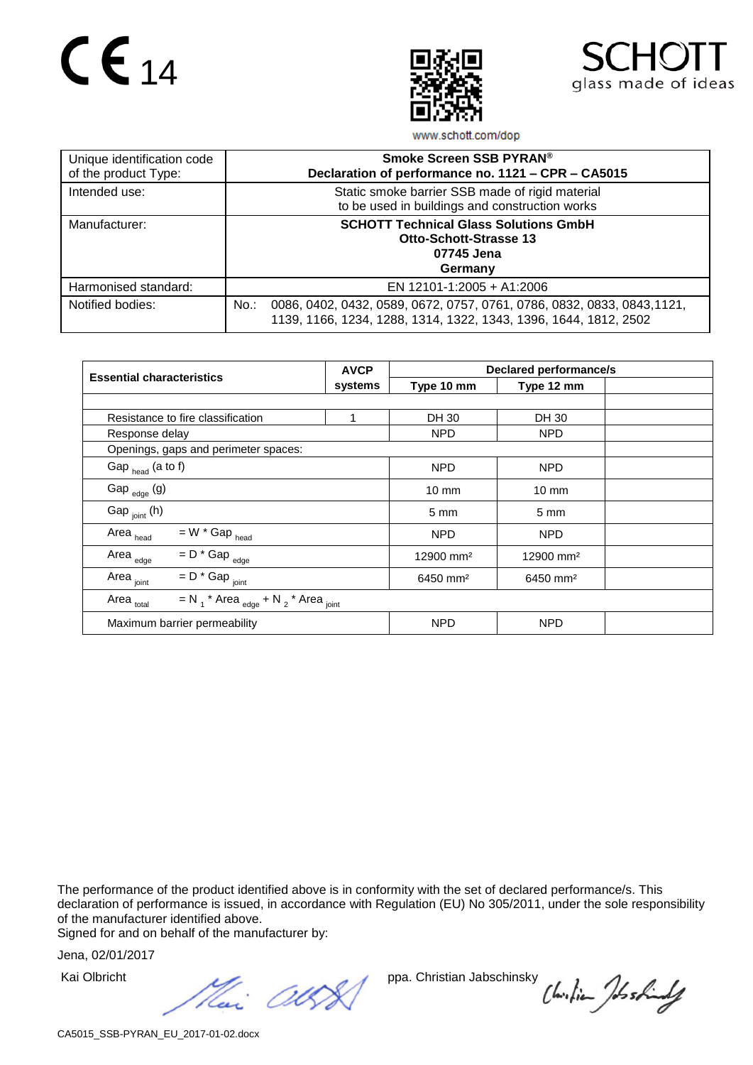CE 14

www.schott.com/dop

SCHOTT
glass made of ideas

| | |
|---|---|
| Unique identification code of the product Type: | **Smoke Screen SSB PYRAN®**<br>**Declaration of performance no. 1121 – CPR – CA5015** |
| Intended use: | Static smoke barrier SSB made of rigid material to be used in buildings and construction works |
| Manufacturer: | **SCHOTT Technical Glass Solutions GmbH**<br>**Otto-Schott-Strasse 13**<br>**07745 Jena**<br>**Germany** |
| Harmonised standard: | EN 12101-1:2005 + A1:2006 |
| Notified bodies: | No.: 0086, 0402, 0432, 0589, 0672, 0757, 0761, 0786, 0832, 0833, 0843,1121, 1139, 1166, 1234, 1288, 1314, 1322, 1343, 1396, 1644, 1812, 2502 |

| **Essential characteristics** | | **AVCP systems** | **Declared performance/s** | | |
|---|---|---|---|---|---|
| | | | **Type 10 mm** | **Type 12 mm** | |
| | | | | | |
| Resistance to fire classification | | 1 | DH 30 | DH 30 | |
| Response delay | | | NPD | NPD | |
| Openings, gaps and perimeter spaces: | | | | | |
| $Gap_{head}$ (a to f) | | | NPD | NPD | |
| $Gap_{edge}$ (g) | | | 10 mm | 10 mm | |
| $Gap_{joint}$ (h) | | | 5 mm | 5 mm | |
| $Area_{head}$ | $= W * Gap_{head}$ | | NPD | NPD | |
| $Area_{edge}$ | $= D * Gap_{edge}$ | | 12900 mm² | 12900 mm² | |
| $Area_{joint}$ | $= D * Gap_{joint}$ | | 6450 mm² | 6450 mm² | |
| $Area_{total}$ | $= N_1 * Area_{edge} + N_2 * Area_{joint}$ | | | | |
| Maximum barrier permeability | | | NPD | NPD | |

The performance of the product identified above is in conformity with the set of declared performance/s. This declaration of performance is issued, in accordance with Regulation (EU) No 305/2011, under the sole responsibility of the manufacturer identified above.
Signed for and on behalf of the manufacturer by:

Jena, 02/01/2017

Kai Olbricht ppa. Christian Jabschinsky

CA5015_SSB-PYRAN_EU_2017-01-02.docx